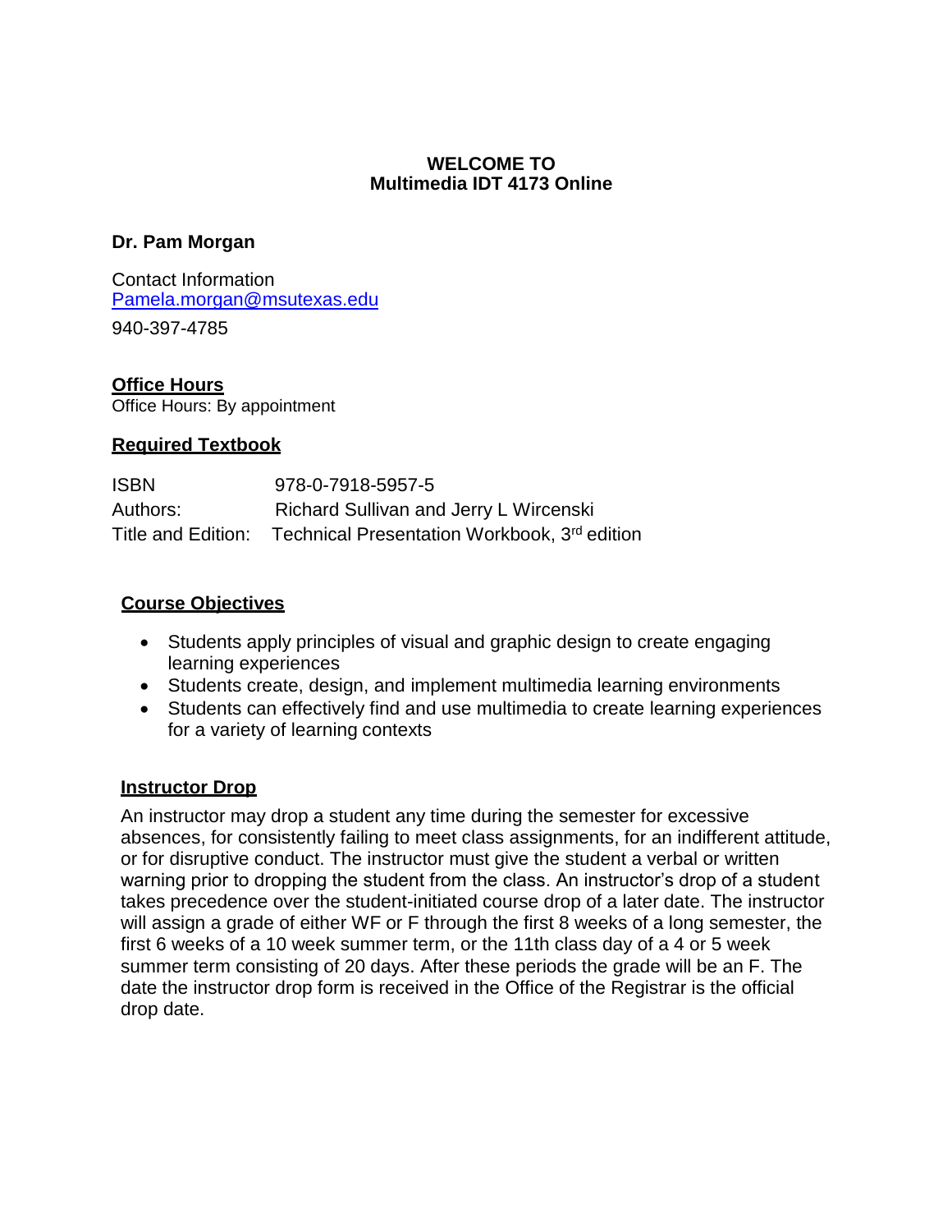# WELCOME TO
# Multimedia IDT 4173 Online

**Dr. Pam Morgan**

Contact Information
Pamela.morgan@msutexas.edu
940-397-4785

## Office Hours

Office Hours: By appointment

## Required Textbook

| | |
|---|---|
| ISBN | 978-0-7918-5957-5 |
| Authors: | Richard Sullivan and Jerry L Wircenski |
| Title and Edition: | Technical Presentation Workbook, 3rd edition |

## Course Objectives

- Students apply principles of visual and graphic design to create engaging learning experiences
- Students create, design, and implement multimedia learning environments
- Students can effectively find and use multimedia to create learning experiences for a variety of learning contexts

## Instructor Drop

An instructor may drop a student any time during the semester for excessive absences, for consistently failing to meet class assignments, for an indifferent attitude, or for disruptive conduct. The instructor must give the student a verbal or written warning prior to dropping the student from the class. An instructor's drop of a student takes precedence over the student-initiated course drop of a later date. The instructor will assign a grade of either WF or F through the first 8 weeks of a long semester, the first 6 weeks of a 10 week summer term, or the 11th class day of a 4 or 5 week summer term consisting of 20 days. After these periods the grade will be an F. The date the instructor drop form is received in the Office of the Registrar is the official drop date.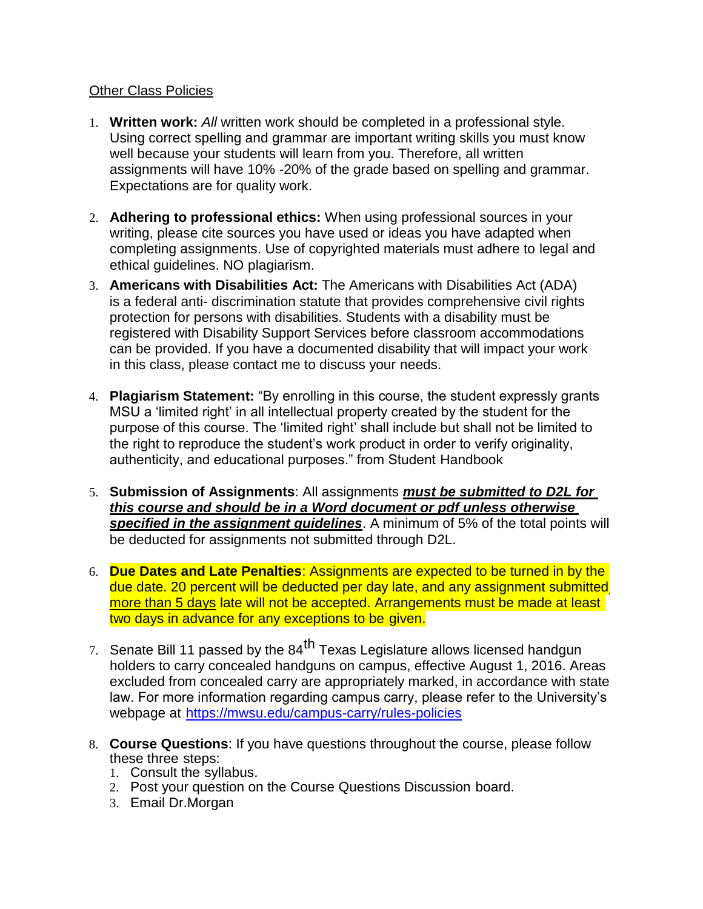Other Class Policies

1. **Written work:** *All* written work should be completed in a professional style. Using correct spelling and grammar are important writing skills you must know well because your students will learn from you. Therefore, all written assignments will have 10% -20% of the grade based on spelling and grammar. Expectations are for quality work.

2. **Adhering to professional ethics:** When using professional sources in your writing, please cite sources you have used or ideas you have adapted when completing assignments. Use of copyrighted materials must adhere to legal and ethical guidelines. NO plagiarism.

3. **Americans with Disabilities Act:** The Americans with Disabilities Act (ADA) is a federal anti- discrimination statute that provides comprehensive civil rights protection for persons with disabilities. Students with a disability must be registered with Disability Support Services before classroom accommodations can be provided. If you have a documented disability that will impact your work in this class, please contact me to discuss your needs.

4. **Plagiarism Statement:** "By enrolling in this course, the student expressly grants MSU a 'limited right' in all intellectual property created by the student for the purpose of this course. The 'limited right' shall include but shall not be limited to the right to reproduce the student's work product in order to verify originality, authenticity, and educational purposes." from Student Handbook

5. **Submission of Assignments**: All assignments ***must be submitted to D2L for this course and should be in a Word document or pdf unless otherwise specified in the assignment guidelines***. A minimum of 5% of the total points will be deducted for assignments not submitted through D2L.

6. **Due Dates and Late Penalties**: Assignments are expected to be turned in by the due date. 20 percent will be deducted per day late, and any assignment submitted more than 5 days late will not be accepted. Arrangements must be made at least two days in advance for any exceptions to be given.

7. Senate Bill 11 passed by the 84th Texas Legislature allows licensed handgun holders to carry concealed handguns on campus, effective August 1, 2016. Areas excluded from concealed carry are appropriately marked, in accordance with state law. For more information regarding campus carry, please refer to the University's webpage at https://mwsu.edu/campus-carry/rules-policies

8. **Course Questions**: If you have questions throughout the course, please follow these three steps:
   1. Consult the syllabus.
   2. Post your question on the Course Questions Discussion board.
   3. Email Dr.Morgan